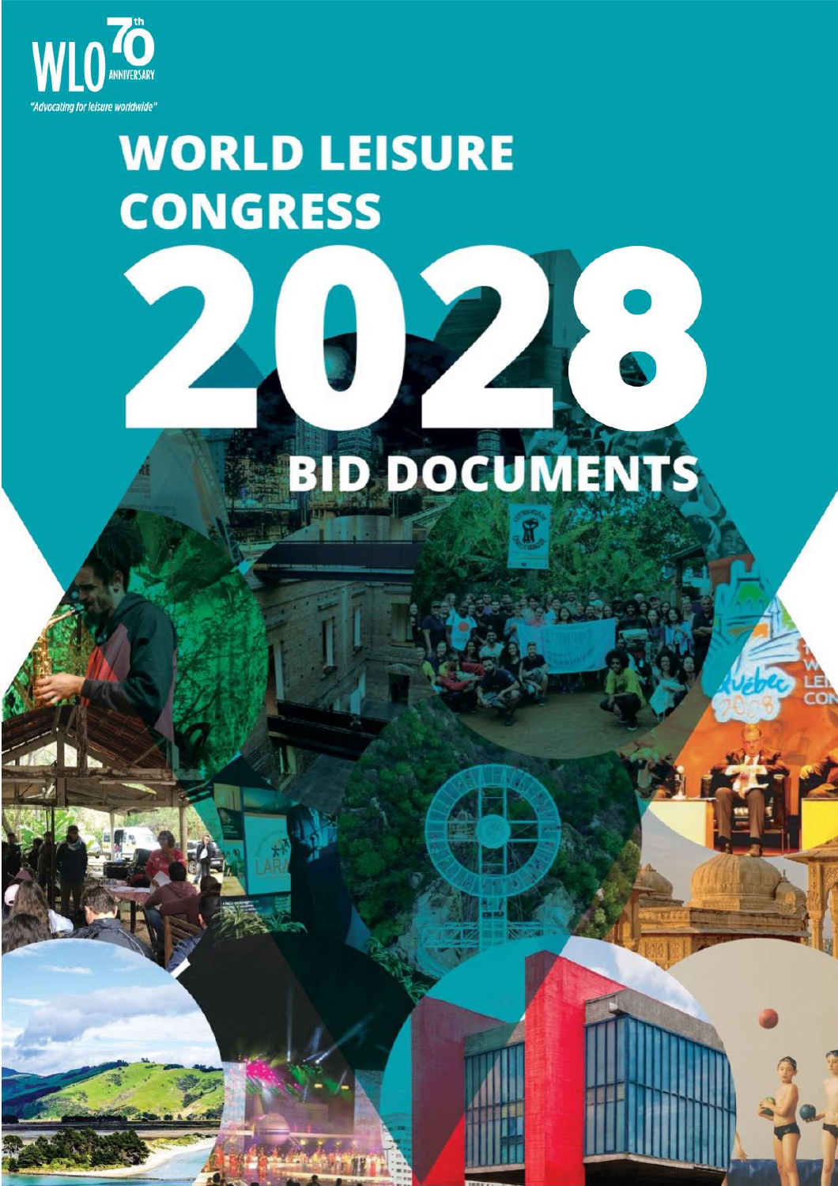WLO 70th ANNIVERSARY

*"Advocating for leisure worldwide"*

# WORLD LEISURE CONGRESS 2028

## BID DOCUMENTS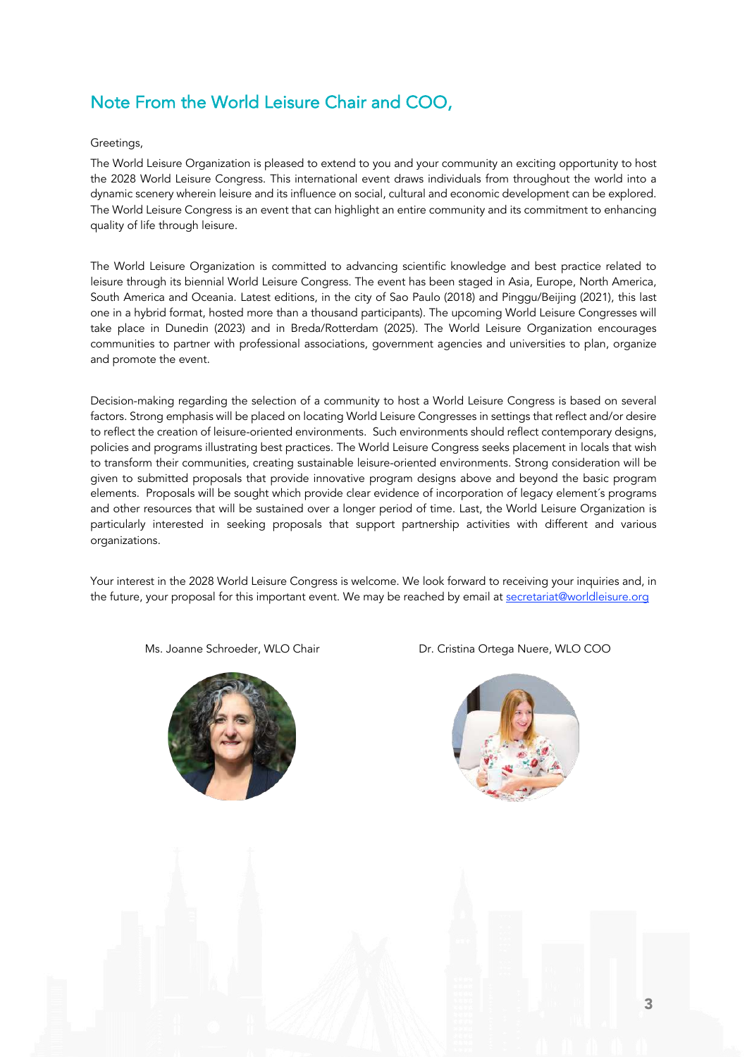## Note From the World Leisure Chair and COO,

Greetings,

The World Leisure Organization is pleased to extend to you and your community an exciting opportunity to host the 2028 World Leisure Congress. This international event draws individuals from throughout the world into a dynamic scenery wherein leisure and its influence on social, cultural and economic development can be explored. The World Leisure Congress is an event that can highlight an entire community and its commitment to enhancing quality of life through leisure.

The World Leisure Organization is committed to advancing scientific knowledge and best practice related to leisure through its biennial World Leisure Congress. The event has been staged in Asia, Europe, North America, South America and Oceania. Latest editions, in the city of Sao Paulo (2018) and Pinggu/Beijing (2021), this last one in a hybrid format, hosted more than a thousand participants). The upcoming World Leisure Congresses will take place in Dunedin (2023) and in Breda/Rotterdam (2025). The World Leisure Organization encourages communities to partner with professional associations, government agencies and universities to plan, organize and promote the event.

Decision-making regarding the selection of a community to host a World Leisure Congress is based on several factors. Strong emphasis will be placed on locating World Leisure Congresses in settings that reflect and/or desire to reflect the creation of leisure-oriented environments. Such environments should reflect contemporary designs, policies and programs illustrating best practices. The World Leisure Congress seeks placement in locals that wish to transform their communities, creating sustainable leisure-oriented environments. Strong consideration will be given to submitted proposals that provide innovative program designs above and beyond the basic program elements. Proposals will be sought which provide clear evidence of incorporation of legacy element´s programs and other resources that will be sustained over a longer period of time. Last, the World Leisure Organization is particularly interested in seeking proposals that support partnership activities with different and various organizations.

Your interest in the 2028 World Leisure Congress is welcome. We look forward to receiving your inquiries and, in the future, your proposal for this important event. We may be reached by email at secretariat@worldleisure.org

Ms. Joanne Schroeder, WLO Chair

Dr. Cristina Ortega Nuere, WLO COO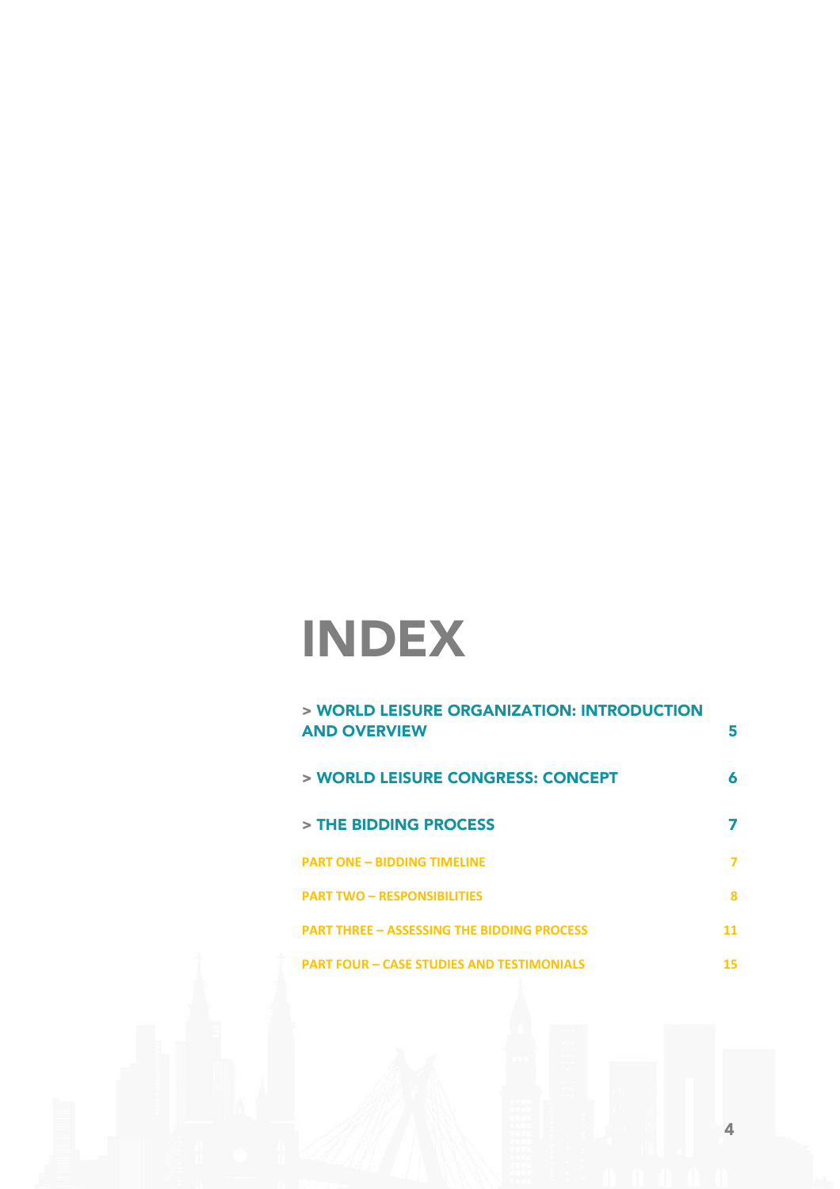# INDEX

> WORLD LEISURE ORGANIZATION: INTRODUCTION AND OVERVIEW 5

> WORLD LEISURE CONGRESS: CONCEPT 6

> THE BIDDING PROCESS 7

PART ONE – BIDDING TIMELINE 7

PART TWO – RESPONSIBILITIES 8

PART THREE – ASSESSING THE BIDDING PROCESS 11

PART FOUR – CASE STUDIES AND TESTIMONIALS 15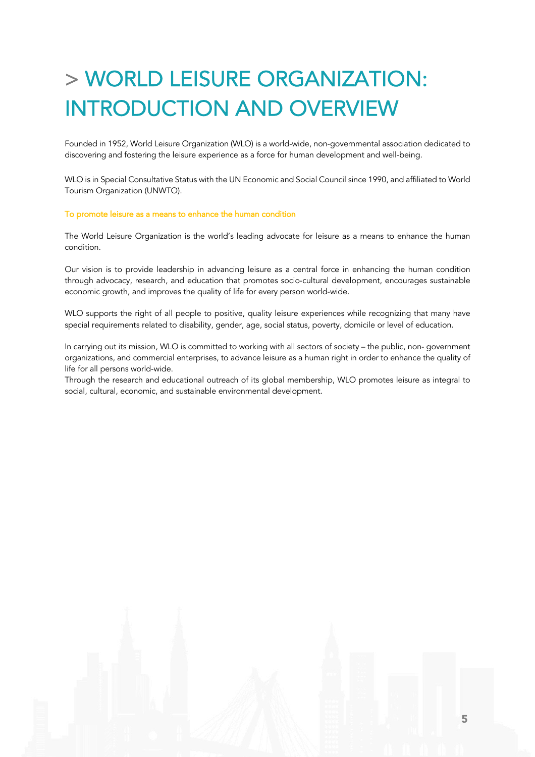# > WORLD LEISURE ORGANIZATION: INTRODUCTION AND OVERVIEW

Founded in 1952, World Leisure Organization (WLO) is a world-wide, non-governmental association dedicated to discovering and fostering the leisure experience as a force for human development and well-being.

WLO is in Special Consultative Status with the UN Economic and Social Council since 1990, and affiliated to World Tourism Organization (UNWTO).

## To promote leisure as a means to enhance the human condition

The World Leisure Organization is the world's leading advocate for leisure as a means to enhance the human condition.

Our vision is to provide leadership in advancing leisure as a central force in enhancing the human condition through advocacy, research, and education that promotes socio-cultural development, encourages sustainable economic growth, and improves the quality of life for every person world-wide.

WLO supports the right of all people to positive, quality leisure experiences while recognizing that many have special requirements related to disability, gender, age, social status, poverty, domicile or level of education.

In carrying out its mission, WLO is committed to working with all sectors of society – the public, non- government organizations, and commercial enterprises, to advance leisure as a human right in order to enhance the quality of life for all persons world-wide.
Through the research and educational outreach of its global membership, WLO promotes leisure as integral to social, cultural, economic, and sustainable environmental development.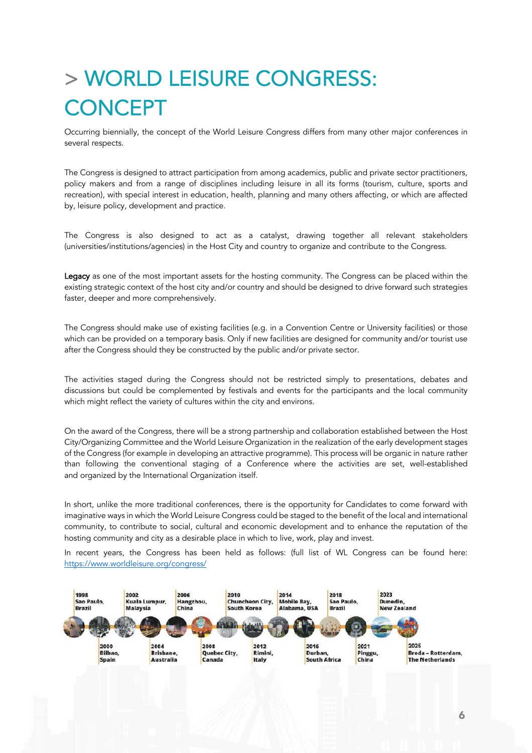# > WORLD LEISURE CONGRESS: CONCEPT

Occurring biennially, the concept of the World Leisure Congress differs from many other major conferences in several respects.

The Congress is designed to attract participation from among academics, public and private sector practitioners, policy makers and from a range of disciplines including leisure in all its forms (tourism, culture, sports and recreation), with special interest in education, health, planning and many others affecting, or which are affected by, leisure policy, development and practice.

The Congress is also designed to act as a catalyst, drawing together all relevant stakeholders (universities/institutions/agencies) in the Host City and country to organize and contribute to the Congress.

**Legacy** as one of the most important assets for the hosting community. The Congress can be placed within the existing strategic context of the host city and/or country and should be designed to drive forward such strategies faster, deeper and more comprehensively.

The Congress should make use of existing facilities (e.g. in a Convention Centre or University facilities) or those which can be provided on a temporary basis. Only if new facilities are designed for community and/or tourist use after the Congress should they be constructed by the public and/or private sector.

The activities staged during the Congress should not be restricted simply to presentations, debates and discussions but could be complemented by festivals and events for the participants and the local community which might reflect the variety of cultures within the city and environs.

On the award of the Congress, there will be a strong partnership and collaboration established between the Host City/Organizing Committee and the World Leisure Organization in the realization of the early development stages of the Congress (for example in developing an attractive programme). This process will be organic in nature rather than following the conventional staging of a Conference where the activities are set, well-established and organized by the International Organization itself.

In short, unlike the more traditional conferences, there is the opportunity for Candidates to come forward with imaginative ways in which the World Leisure Congress could be staged to the benefit of the local and international community, to contribute to social, cultural and economic development and to enhance the reputation of the hosting community and city as a desirable place in which to live, work, play and invest.

In recent years, the Congress has been held as follows: (full list of WL Congress can be found here: https://www.worldleisure.org/congress/

- 1998 Sao Paulo, Brazil
- 2000 Bilbao, Spain
- 2002 Kuala Lumpur, Malaysia
- 2004 Brisbane, Australia
- 2006 Hangzhou, China
- 2008 Quebec City, Canada
- 2010 Chuncheon City, South Korea
- 2012 Rimini, Italy
- 2014 Mobile Bay, Alabama, USA
- 2016 Durban, South Africa
- 2018 Sao Paulo, Brazil
- 2021 Pinggu, China
- 2023 Dunedin, New Zealand
- 2025 Breda – Rotterdam, The Netherlands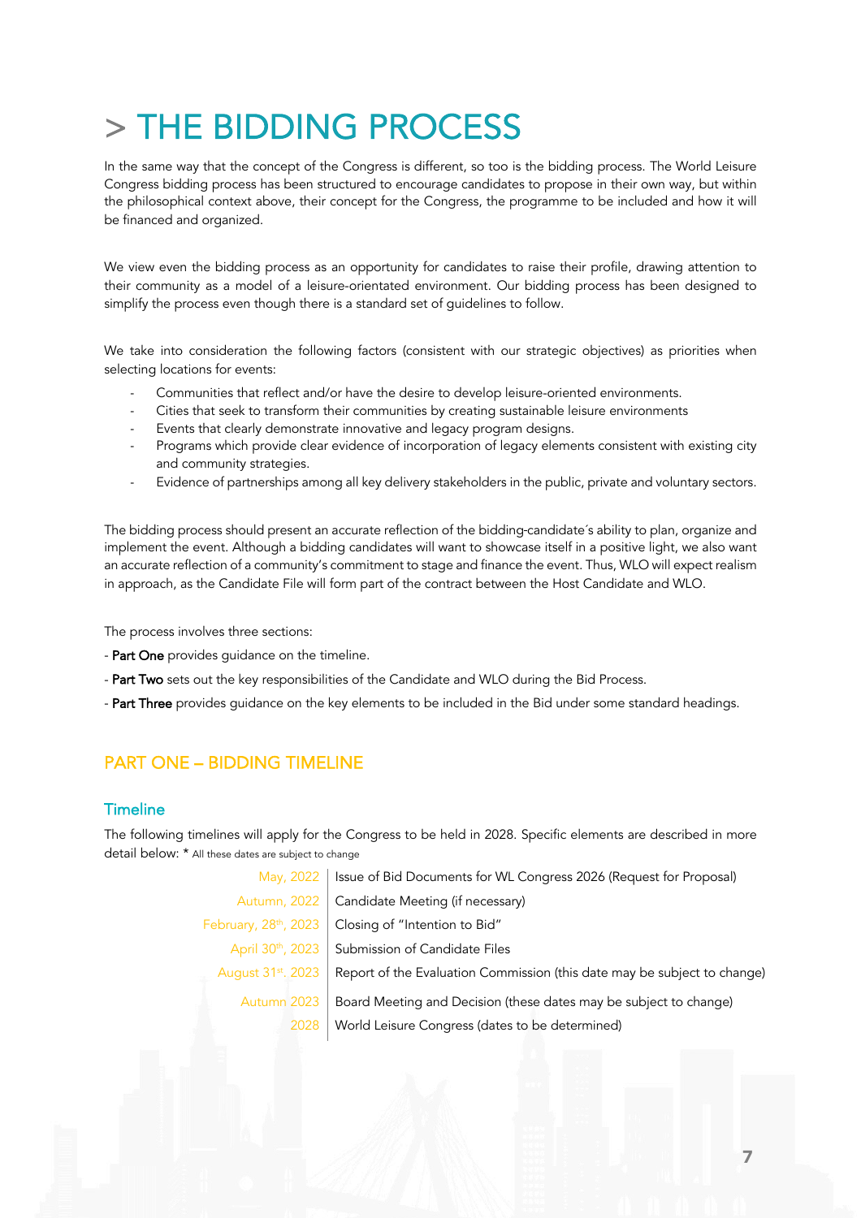# > THE BIDDING PROCESS

In the same way that the concept of the Congress is different, so too is the bidding process. The World Leisure Congress bidding process has been structured to encourage candidates to propose in their own way, but within the philosophical context above, their concept for the Congress, the programme to be included and how it will be financed and organized.

We view even the bidding process as an opportunity for candidates to raise their profile, drawing attention to their community as a model of a leisure-orientated environment. Our bidding process has been designed to simplify the process even though there is a standard set of guidelines to follow.

We take into consideration the following factors (consistent with our strategic objectives) as priorities when selecting locations for events:

- Communities that reflect and/or have the desire to develop leisure-oriented environments.
- Cities that seek to transform their communities by creating sustainable leisure environments
- Events that clearly demonstrate innovative and legacy program designs.
- Programs which provide clear evidence of incorporation of legacy elements consistent with existing city and community strategies.
- Evidence of partnerships among all key delivery stakeholders in the public, private and voluntary sectors.

The bidding process should present an accurate reflection of the bidding-candidate´s ability to plan, organize and implement the event. Although a bidding candidates will want to showcase itself in a positive light, we also want an accurate reflection of a community's commitment to stage and finance the event. Thus, WLO will expect realism in approach, as the Candidate File will form part of the contract between the Host Candidate and WLO.

The process involves three sections:

- **Part One** provides guidance on the timeline.
- **Part Two** sets out the key responsibilities of the Candidate and WLO during the Bid Process.
- **Part Three** provides guidance on the key elements to be included in the Bid under some standard headings.

## PART ONE – BIDDING TIMELINE

### Timeline

The following timelines will apply for the Congress to be held in 2028. Specific elements are described in more detail below: * All these dates are subject to change

| | |
|---|---|
| May, 2022 | Issue of Bid Documents for WL Congress 2026 (Request for Proposal) |
| Autumn, 2022 | Candidate Meeting (if necessary) |
| February, 28th, 2023 | Closing of "Intention to Bid" |
| April 30th, 2023 | Submission of Candidate Files |
| August 31st, 2023 | Report of the Evaluation Commission (this date may be subject to change) |
| Autumn 2023 | Board Meeting and Decision (these dates may be subject to change) |
| 2028 | World Leisure Congress (dates to be determined) |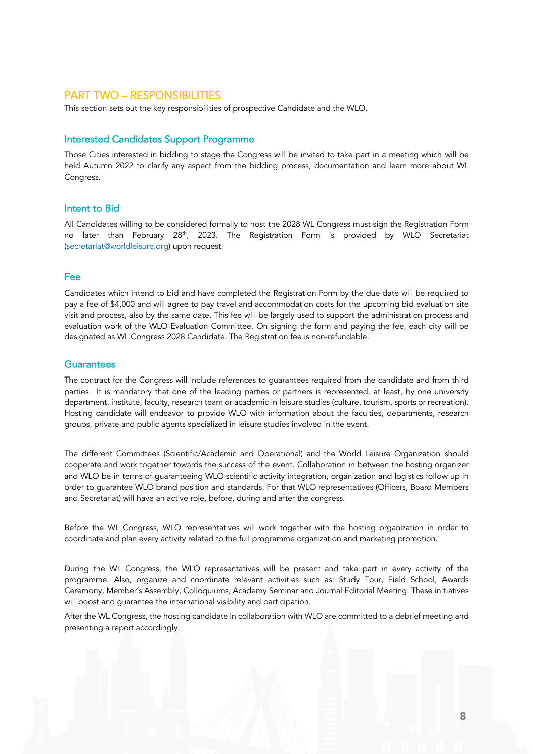## PART TWO – RESPONSIBILITIES

This section sets out the key responsibilities of prospective Candidate and the WLO.

### Interested Candidates Support Programme

Those Cities interested in bidding to stage the Congress will be invited to take part in a meeting which will be held Autumn 2022 to clarify any aspect from the bidding process, documentation and learn more about WL Congress.

### Intent to Bid

All Candidates willing to be considered formally to host the 2028 WL Congress must sign the Registration Form no later than February 28th, 2023. The Registration Form is provided by WLO Secretariat (secretariat@worldleisure.org) upon request.

### Fee

Candidates which intend to bid and have completed the Registration Form by the due date will be required to pay a fee of $4,000 and will agree to pay travel and accommodation costs for the upcoming bid evaluation site visit and process, also by the same date. This fee will be largely used to support the administration process and evaluation work of the WLO Evaluation Committee. On signing the form and paying the fee, each city will be designated as WL Congress 2028 Candidate. The Registration fee is non-refundable.

### Guarantees

The contract for the Congress will include references to guarantees required from the candidate and from third parties. It is mandatory that one of the leading parties or partners is represented, at least, by one university department, institute, faculty, research team or academic in leisure studies (culture, tourism, sports or recreation). Hosting candidate will endeavor to provide WLO with information about the faculties, departments, research groups, private and public agents specialized in leisure studies involved in the event.

The different Committees (Scientific/Academic and Operational) and the World Leisure Organization should cooperate and work together towards the success of the event. Collaboration in between the hosting organizer and WLO be in terms of guaranteeing WLO scientific activity integration, organization and logistics follow up in order to guarantee WLO brand position and standards. For that WLO representatives (Officers, Board Members and Secretariat) will have an active role, before, during and after the congress.

Before the WL Congress, WLO representatives will work together with the hosting organization in order to coordinate and plan every activity related to the full programme organization and marketing promotion.

During the WL Congress, the WLO representatives will be present and take part in every activity of the programme. Also, organize and coordinate relevant activities such as: Study Tour, Field School, Awards Ceremony, Member´s Assembly, Colloquiums, Academy Seminar and Journal Editorial Meeting. These initiatives will boost and guarantee the international visibility and participation.

After the WL Congress, the hosting candidate in collaboration with WLO are committed to a debrief meeting and presenting a report accordingly.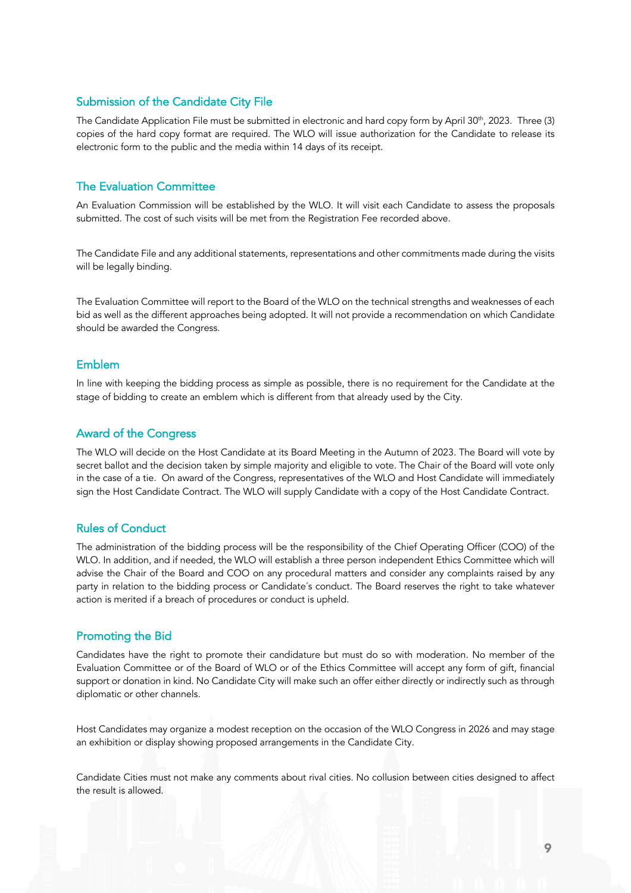## Submission of the Candidate City File

The Candidate Application File must be submitted in electronic and hard copy form by April 30th, 2023. Three (3) copies of the hard copy format are required. The WLO will issue authorization for the Candidate to release its electronic form to the public and the media within 14 days of its receipt.

## The Evaluation Committee

An Evaluation Commission will be established by the WLO. It will visit each Candidate to assess the proposals submitted. The cost of such visits will be met from the Registration Fee recorded above.

The Candidate File and any additional statements, representations and other commitments made during the visits will be legally binding.

The Evaluation Committee will report to the Board of the WLO on the technical strengths and weaknesses of each bid as well as the different approaches being adopted. It will not provide a recommendation on which Candidate should be awarded the Congress.

## Emblem

In line with keeping the bidding process as simple as possible, there is no requirement for the Candidate at the stage of bidding to create an emblem which is different from that already used by the City.

## Award of the Congress

The WLO will decide on the Host Candidate at its Board Meeting in the Autumn of 2023. The Board will vote by secret ballot and the decision taken by simple majority and eligible to vote. The Chair of the Board will vote only in the case of a tie. On award of the Congress, representatives of the WLO and Host Candidate will immediately sign the Host Candidate Contract. The WLO will supply Candidate with a copy of the Host Candidate Contract.

## Rules of Conduct

The administration of the bidding process will be the responsibility of the Chief Operating Officer (COO) of the WLO. In addition, and if needed, the WLO will establish a three person independent Ethics Committee which will advise the Chair of the Board and COO on any procedural matters and consider any complaints raised by any party in relation to the bidding process or Candidate´s conduct. The Board reserves the right to take whatever action is merited if a breach of procedures or conduct is upheld.

## Promoting the Bid

Candidates have the right to promote their candidature but must do so with moderation. No member of the Evaluation Committee or of the Board of WLO or of the Ethics Committee will accept any form of gift, financial support or donation in kind. No Candidate City will make such an offer either directly or indirectly such as through diplomatic or other channels.

Host Candidates may organize a modest reception on the occasion of the WLO Congress in 2026 and may stage an exhibition or display showing proposed arrangements in the Candidate City.

Candidate Cities must not make any comments about rival cities. No collusion between cities designed to affect the result is allowed.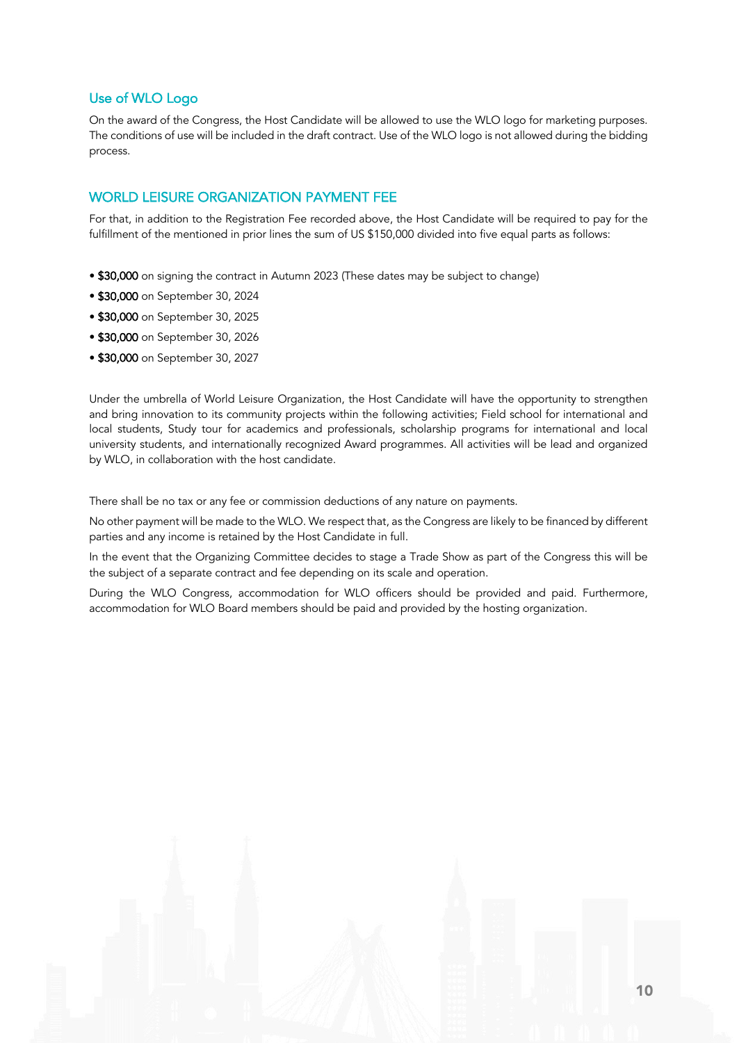## Use of WLO Logo

On the award of the Congress, the Host Candidate will be allowed to use the WLO logo for marketing purposes. The conditions of use will be included in the draft contract. Use of the WLO logo is not allowed during the bidding process.

## WORLD LEISURE ORGANIZATION PAYMENT FEE

For that, in addition to the Registration Fee recorded above, the Host Candidate will be required to pay for the fulfillment of the mentioned in prior lines the sum of US $150,000 divided into five equal parts as follows:

- **$30,000** on signing the contract in Autumn 2023 (These dates may be subject to change)
- **$30,000** on September 30, 2024
- **$30,000** on September 30, 2025
- **$30,000** on September 30, 2026
- **$30,000** on September 30, 2027

Under the umbrella of World Leisure Organization, the Host Candidate will have the opportunity to strengthen and bring innovation to its community projects within the following activities; Field school for international and local students, Study tour for academics and professionals, scholarship programs for international and local university students, and internationally recognized Award programmes. All activities will be lead and organized by WLO, in collaboration with the host candidate.

There shall be no tax or any fee or commission deductions of any nature on payments.

No other payment will be made to the WLO. We respect that, as the Congress are likely to be financed by different parties and any income is retained by the Host Candidate in full.

In the event that the Organizing Committee decides to stage a Trade Show as part of the Congress this will be the subject of a separate contract and fee depending on its scale and operation.

During the WLO Congress, accommodation for WLO officers should be provided and paid. Furthermore, accommodation for WLO Board members should be paid and provided by the hosting organization.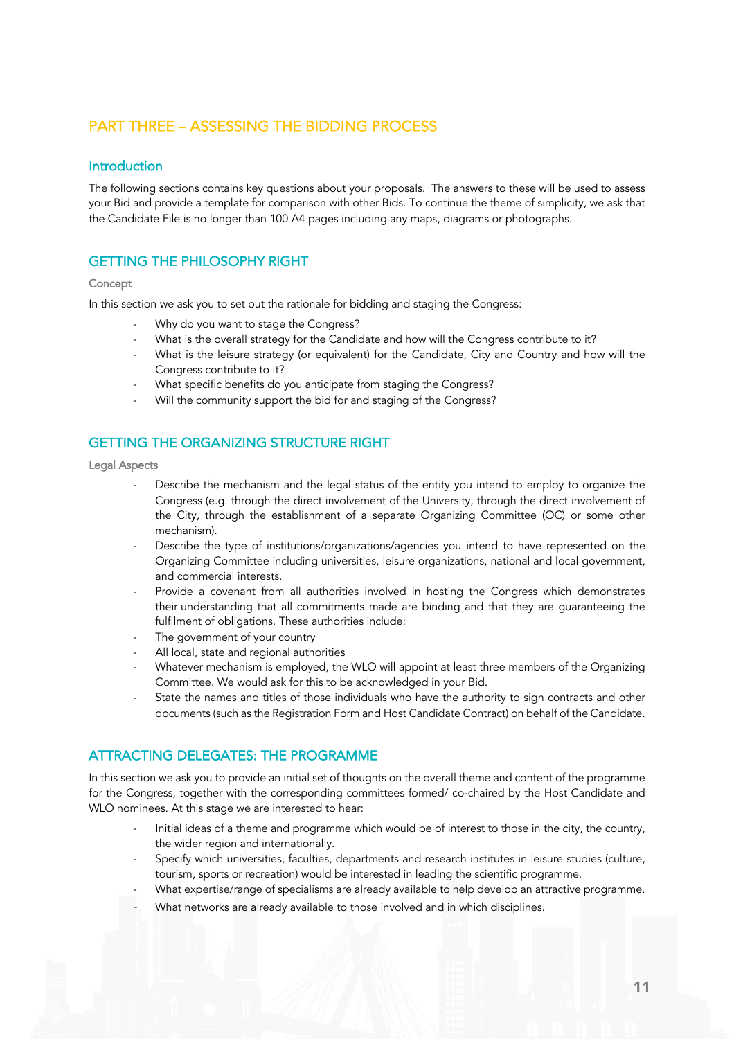## PART THREE – ASSESSING THE BIDDING PROCESS

### Introduction

The following sections contains key questions about your proposals. The answers to these will be used to assess your Bid and provide a template for comparison with other Bids. To continue the theme of simplicity, we ask that the Candidate File is no longer than 100 A4 pages including any maps, diagrams or photographs.

### GETTING THE PHILOSOPHY RIGHT

#### Concept

In this section we ask you to set out the rationale for bidding and staging the Congress:

- Why do you want to stage the Congress?
- What is the overall strategy for the Candidate and how will the Congress contribute to it?
- What is the leisure strategy (or equivalent) for the Candidate, City and Country and how will the Congress contribute to it?
- What specific benefits do you anticipate from staging the Congress?
- Will the community support the bid for and staging of the Congress?

### GETTING THE ORGANIZING STRUCTURE RIGHT

#### Legal Aspects

- Describe the mechanism and the legal status of the entity you intend to employ to organize the Congress (e.g. through the direct involvement of the University, through the direct involvement of the City, through the establishment of a separate Organizing Committee (OC) or some other mechanism).
- Describe the type of institutions/organizations/agencies you intend to have represented on the Organizing Committee including universities, leisure organizations, national and local government, and commercial interests.
- Provide a covenant from all authorities involved in hosting the Congress which demonstrates their understanding that all commitments made are binding and that they are guaranteeing the fulfilment of obligations. These authorities include:
- The government of your country
- All local, state and regional authorities
- Whatever mechanism is employed, the WLO will appoint at least three members of the Organizing Committee. We would ask for this to be acknowledged in your Bid.
- State the names and titles of those individuals who have the authority to sign contracts and other documents (such as the Registration Form and Host Candidate Contract) on behalf of the Candidate.

### ATTRACTING DELEGATES: THE PROGRAMME

In this section we ask you to provide an initial set of thoughts on the overall theme and content of the programme for the Congress, together with the corresponding committees formed/ co-chaired by the Host Candidate and WLO nominees. At this stage we are interested to hear:

- Initial ideas of a theme and programme which would be of interest to those in the city, the country, the wider region and internationally.
- Specify which universities, faculties, departments and research institutes in leisure studies (culture, tourism, sports or recreation) would be interested in leading the scientific programme.
- What expertise/range of specialisms are already available to help develop an attractive programme.
- What networks are already available to those involved and in which disciplines.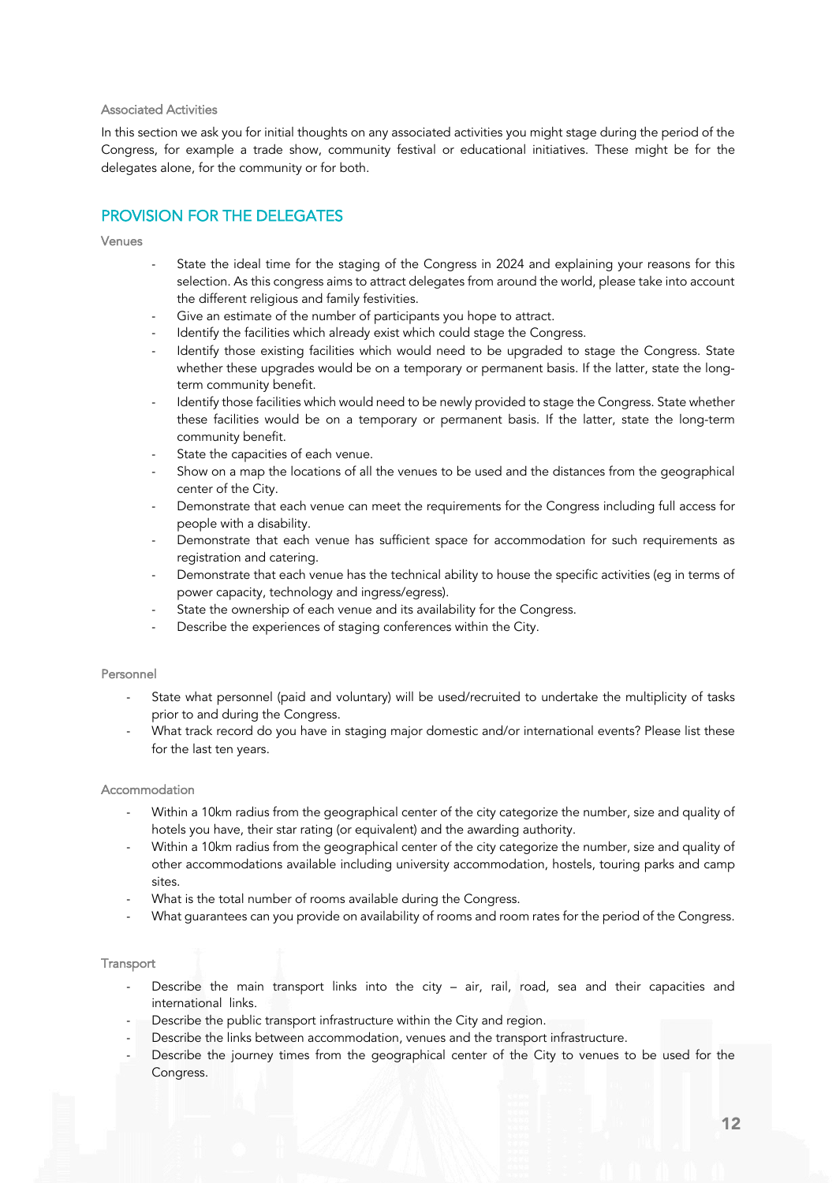### Associated Activities

In this section we ask you for initial thoughts on any associated activities you might stage during the period of the Congress, for example a trade show, community festival or educational initiatives. These might be for the delegates alone, for the community or for both.

## PROVISION FOR THE DELEGATES

### Venues

- State the ideal time for the staging of the Congress in 2024 and explaining your reasons for this selection. As this congress aims to attract delegates from around the world, please take into account the different religious and family festivities.
- Give an estimate of the number of participants you hope to attract.
- Identify the facilities which already exist which could stage the Congress.
- Identify those existing facilities which would need to be upgraded to stage the Congress. State whether these upgrades would be on a temporary or permanent basis. If the latter, state the long-term community benefit.
- Identify those facilities which would need to be newly provided to stage the Congress. State whether these facilities would be on a temporary or permanent basis. If the latter, state the long-term community benefit.
- State the capacities of each venue.
- Show on a map the locations of all the venues to be used and the distances from the geographical center of the City.
- Demonstrate that each venue can meet the requirements for the Congress including full access for people with a disability.
- Demonstrate that each venue has sufficient space for accommodation for such requirements as registration and catering.
- Demonstrate that each venue has the technical ability to house the specific activities (eg in terms of power capacity, technology and ingress/egress).
- State the ownership of each venue and its availability for the Congress.
- Describe the experiences of staging conferences within the City.

### Personnel

- State what personnel (paid and voluntary) will be used/recruited to undertake the multiplicity of tasks prior to and during the Congress.
- What track record do you have in staging major domestic and/or international events? Please list these for the last ten years.

### Accommodation

- Within a 10km radius from the geographical center of the city categorize the number, size and quality of hotels you have, their star rating (or equivalent) and the awarding authority.
- Within a 10km radius from the geographical center of the city categorize the number, size and quality of other accommodations available including university accommodation, hostels, touring parks and camp sites.
- What is the total number of rooms available during the Congress.
- What guarantees can you provide on availability of rooms and room rates for the period of the Congress.

### Transport

- Describe the main transport links into the city – air, rail, road, sea and their capacities and international links.
- Describe the public transport infrastructure within the City and region.
- Describe the links between accommodation, venues and the transport infrastructure.
- Describe the journey times from the geographical center of the City to venues to be used for the Congress.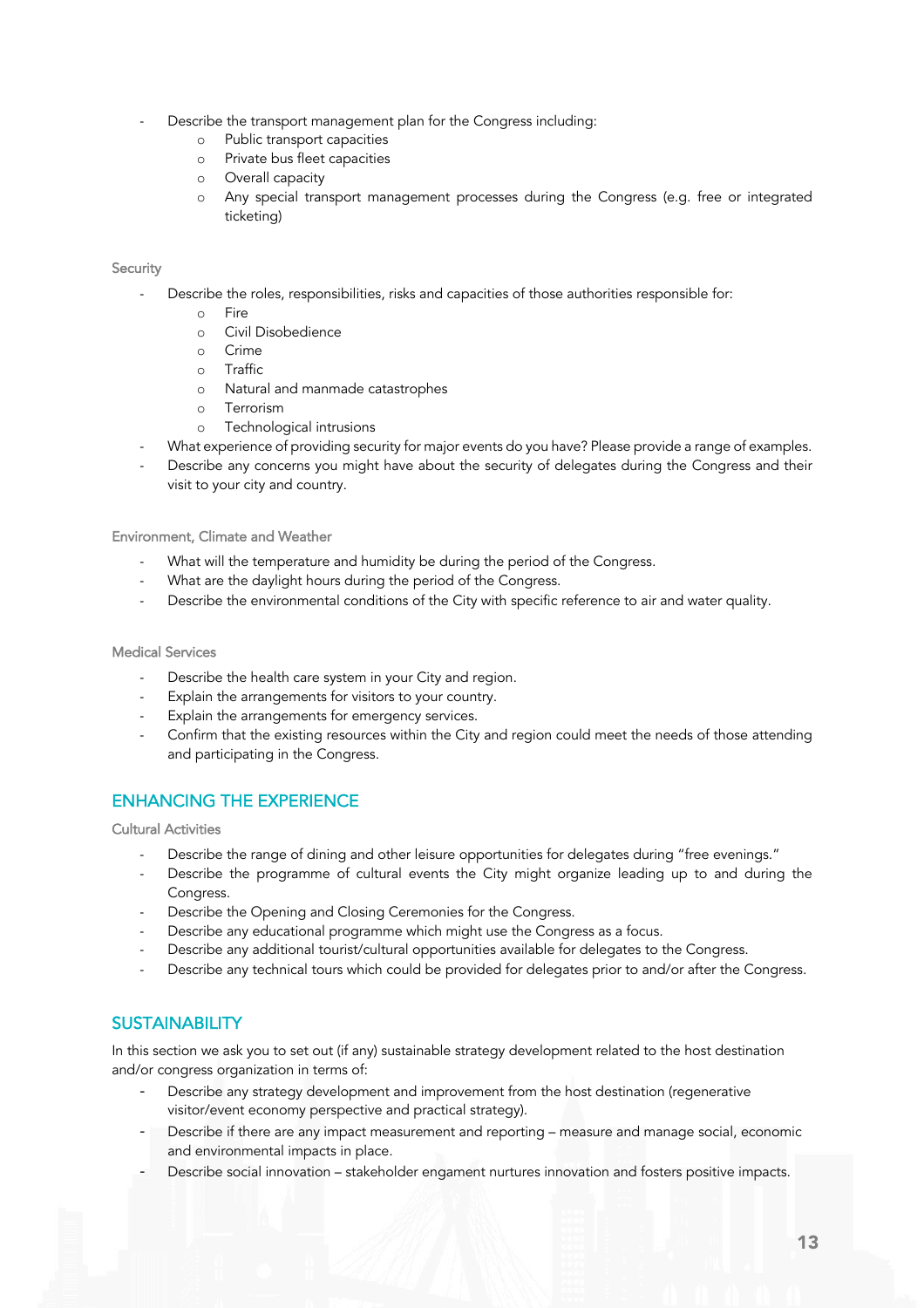- Describe the transport management plan for the Congress including:
  - Public transport capacities
  - Private bus fleet capacities
  - Overall capacity
  - Any special transport management processes during the Congress (e.g. free or integrated ticketing)

### Security

- Describe the roles, responsibilities, risks and capacities of those authorities responsible for:
  - Fire
  - Civil Disobedience
  - Crime
  - Traffic
  - Natural and manmade catastrophes
  - Terrorism
  - Technological intrusions
- What experience of providing security for major events do you have? Please provide a range of examples.
- Describe any concerns you might have about the security of delegates during the Congress and their visit to your city and country.

### Environment, Climate and Weather

- What will the temperature and humidity be during the period of the Congress.
- What are the daylight hours during the period of the Congress.
- Describe the environmental conditions of the City with specific reference to air and water quality.

### Medical Services

- Describe the health care system in your City and region.
- Explain the arrangements for visitors to your country.
- Explain the arrangements for emergency services.
- Confirm that the existing resources within the City and region could meet the needs of those attending and participating in the Congress.

## ENHANCING THE EXPERIENCE

### Cultural Activities

- Describe the range of dining and other leisure opportunities for delegates during "free evenings."
- Describe the programme of cultural events the City might organize leading up to and during the Congress.
- Describe the Opening and Closing Ceremonies for the Congress.
- Describe any educational programme which might use the Congress as a focus.
- Describe any additional tourist/cultural opportunities available for delegates to the Congress.
- Describe any technical tours which could be provided for delegates prior to and/or after the Congress.

## SUSTAINABILITY

In this section we ask you to set out (if any) sustainable strategy development related to the host destination and/or congress organization in terms of:

- Describe any strategy development and improvement from the host destination (regenerative visitor/event economy perspective and practical strategy).
- Describe if there are any impact measurement and reporting – measure and manage social, economic and environmental impacts in place.
- Describe social innovation – stakeholder engament nurtures innovation and fosters positive impacts.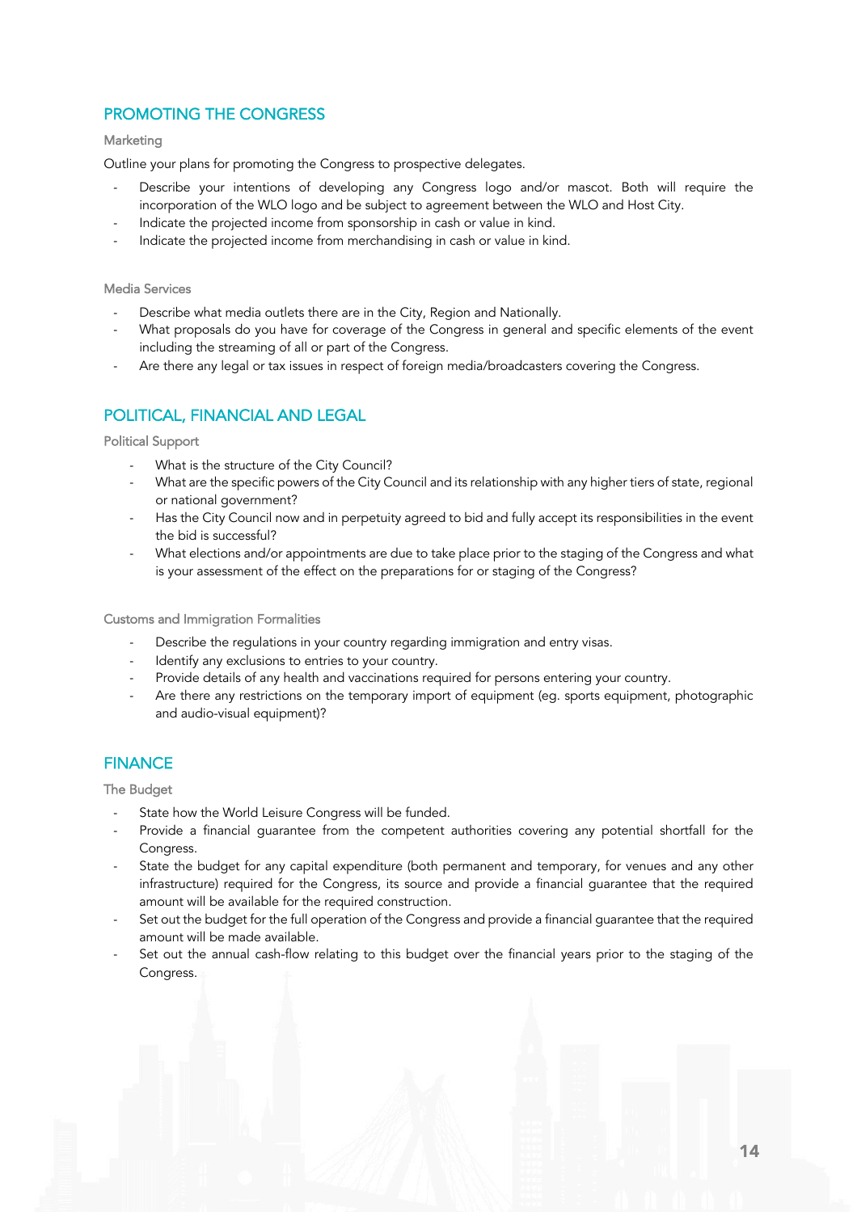## PROMOTING THE CONGRESS

### Marketing

Outline your plans for promoting the Congress to prospective delegates.

- Describe your intentions of developing any Congress logo and/or mascot. Both will require the incorporation of the WLO logo and be subject to agreement between the WLO and Host City.
- Indicate the projected income from sponsorship in cash or value in kind.
- Indicate the projected income from merchandising in cash or value in kind.

### Media Services

- Describe what media outlets there are in the City, Region and Nationally.
- What proposals do you have for coverage of the Congress in general and specific elements of the event including the streaming of all or part of the Congress.
- Are there any legal or tax issues in respect of foreign media/broadcasters covering the Congress.

## POLITICAL, FINANCIAL AND LEGAL

### Political Support

- What is the structure of the City Council?
- What are the specific powers of the City Council and its relationship with any higher tiers of state, regional or national government?
- Has the City Council now and in perpetuity agreed to bid and fully accept its responsibilities in the event the bid is successful?
- What elections and/or appointments are due to take place prior to the staging of the Congress and what is your assessment of the effect on the preparations for or staging of the Congress?

### Customs and Immigration Formalities

- Describe the regulations in your country regarding immigration and entry visas.
- Identify any exclusions to entries to your country.
- Provide details of any health and vaccinations required for persons entering your country.
- Are there any restrictions on the temporary import of equipment (eg. sports equipment, photographic and audio-visual equipment)?

## FINANCE

### The Budget

- State how the World Leisure Congress will be funded.
- Provide a financial guarantee from the competent authorities covering any potential shortfall for the Congress.
- State the budget for any capital expenditure (both permanent and temporary, for venues and any other infrastructure) required for the Congress, its source and provide a financial guarantee that the required amount will be available for the required construction.
- Set out the budget for the full operation of the Congress and provide a financial guarantee that the required amount will be made available.
- Set out the annual cash-flow relating to this budget over the financial years prior to the staging of the Congress.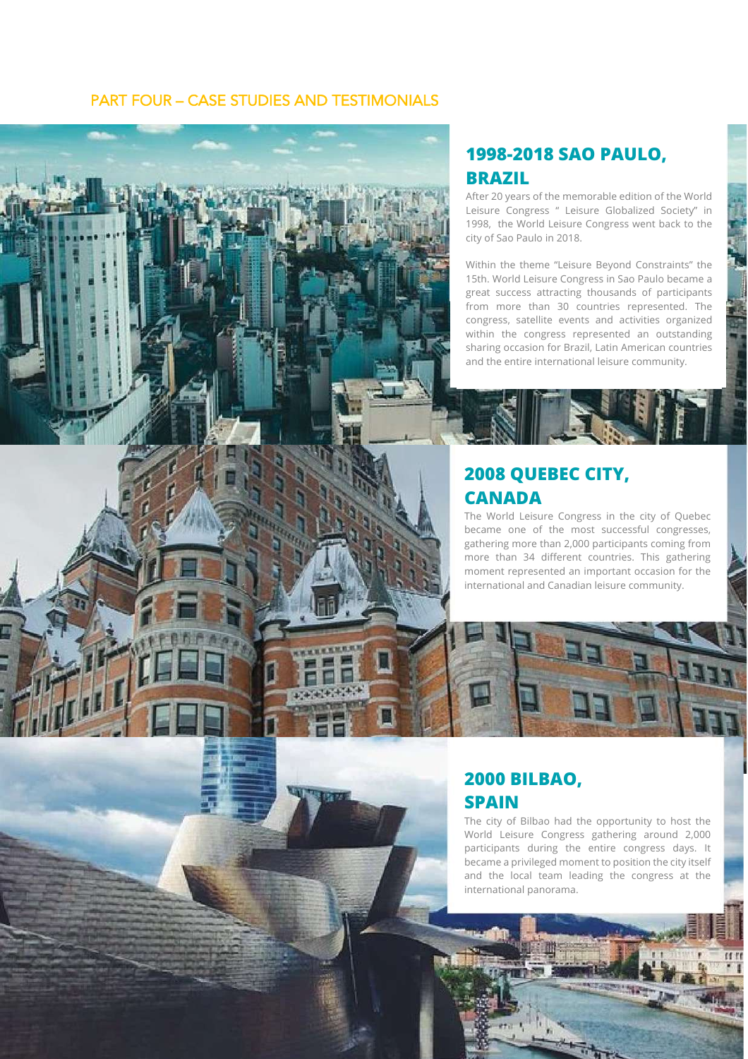## PART FOUR – CASE STUDIES AND TESTIMONIALS

### 1998-2018 SAO PAULO, BRAZIL

After 20 years of the memorable edition of the World Leisure Congress " Leisure Globalized Society" in 1998, the World Leisure Congress went back to the city of Sao Paulo in 2018.

Within the theme "Leisure Beyond Constraints" the 15th. World Leisure Congress in Sao Paulo became a great success attracting thousands of participants from more than 30 countries represented. The congress, satellite events and activities organized within the congress represented an outstanding sharing occasion for Brazil, Latin American countries and the entire international leisure community.

### 2008 QUEBEC CITY, CANADA

The World Leisure Congress in the city of Quebec became one of the most successful congresses, gathering more than 2,000 participants coming from more than 34 different countries. This gathering moment represented an important occasion for the international and Canadian leisure community.

### 2000 BILBAO, SPAIN

The city of Bilbao had the opportunity to host the World Leisure Congress gathering around 2,000 participants during the entire congress days. It became a privileged moment to position the city itself and the local team leading the congress at the international panorama.